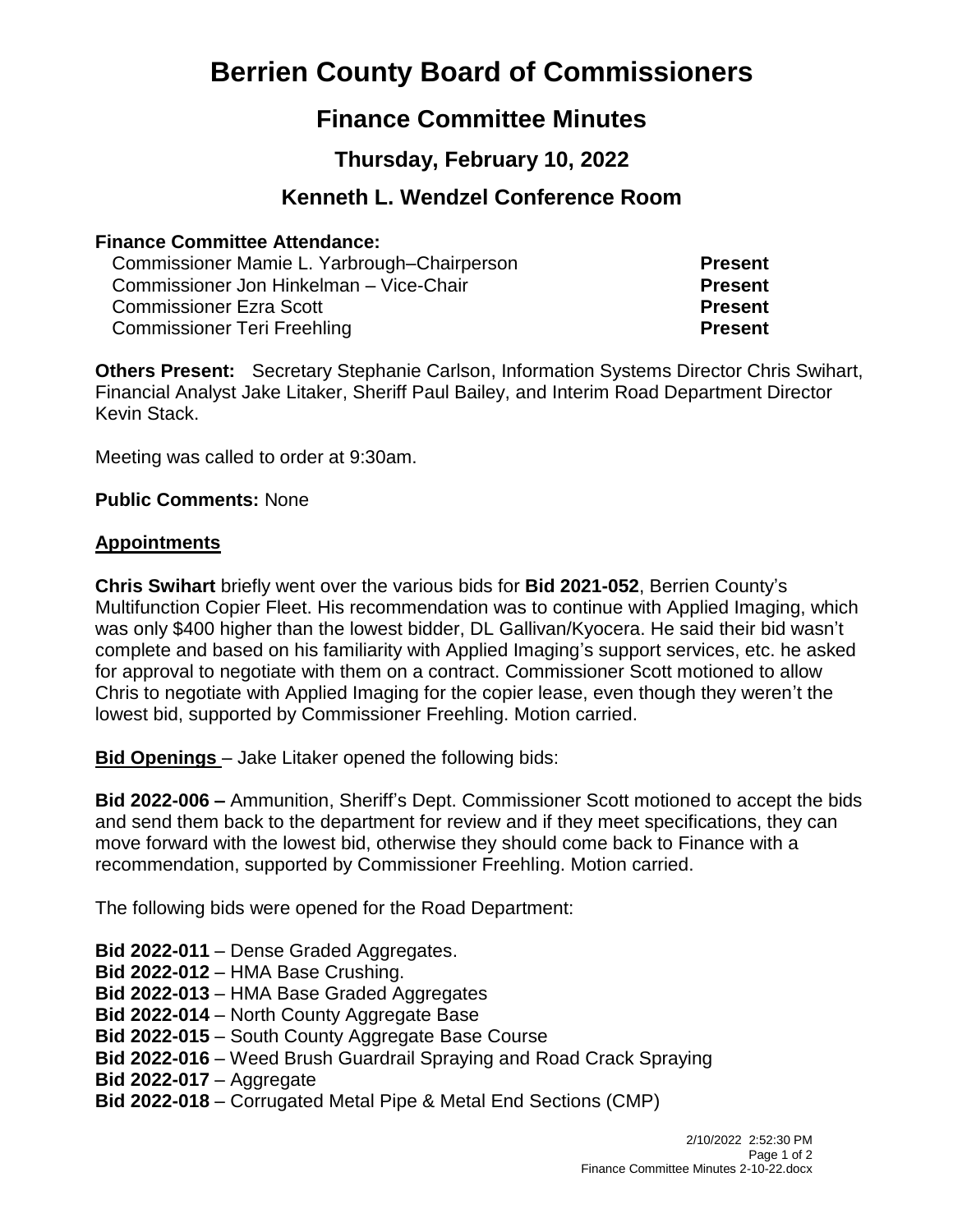# Berrien County Board of Commissioners

## Finance Committee Minutes

### Thursday, February 10, 2022

### Kenneth L. Wendzel Conference Room

**Finance Committee Attendance:**

| | |
|---|---|
| Commissioner Mamie L. Yarbrough–Chairperson | **Present** |
| Commissioner Jon Hinkelman – Vice-Chair | **Present** |
| Commissioner Ezra Scott | **Present** |
| Commissioner Teri Freehling | **Present** |

**Others Present:** Secretary Stephanie Carlson, Information Systems Director Chris Swihart, Financial Analyst Jake Litaker, Sheriff Paul Bailey, and Interim Road Department Director Kevin Stack.

Meeting was called to order at 9:30am.

**Public Comments:** None

**Appointments**

**Chris Swihart** briefly went over the various bids for **Bid 2021-052**, Berrien County's Multifunction Copier Fleet. His recommendation was to continue with Applied Imaging, which was only $400 higher than the lowest bidder, DL Gallivan/Kyocera. He said their bid wasn't complete and based on his familiarity with Applied Imaging's support services, etc. he asked for approval to negotiate with them on a contract. Commissioner Scott motioned to allow Chris to negotiate with Applied Imaging for the copier lease, even though they weren't the lowest bid, supported by Commissioner Freehling. Motion carried.

**Bid Openings** – Jake Litaker opened the following bids:

**Bid 2022-006 –** Ammunition, Sheriff's Dept. Commissioner Scott motioned to accept the bids and send them back to the department for review and if they meet specifications, they can move forward with the lowest bid, otherwise they should come back to Finance with a recommendation, supported by Commissioner Freehling. Motion carried.

The following bids were opened for the Road Department:

**Bid 2022-011** – Dense Graded Aggregates.
**Bid 2022-012** – HMA Base Crushing.
**Bid 2022-013** – HMA Base Graded Aggregates
**Bid 2022-014** – North County Aggregate Base
**Bid 2022-015** – South County Aggregate Base Course
**Bid 2022-016** – Weed Brush Guardrail Spraying and Road Crack Spraying
**Bid 2022-017** – Aggregate
**Bid 2022-018** – Corrugated Metal Pipe & Metal End Sections (CMP)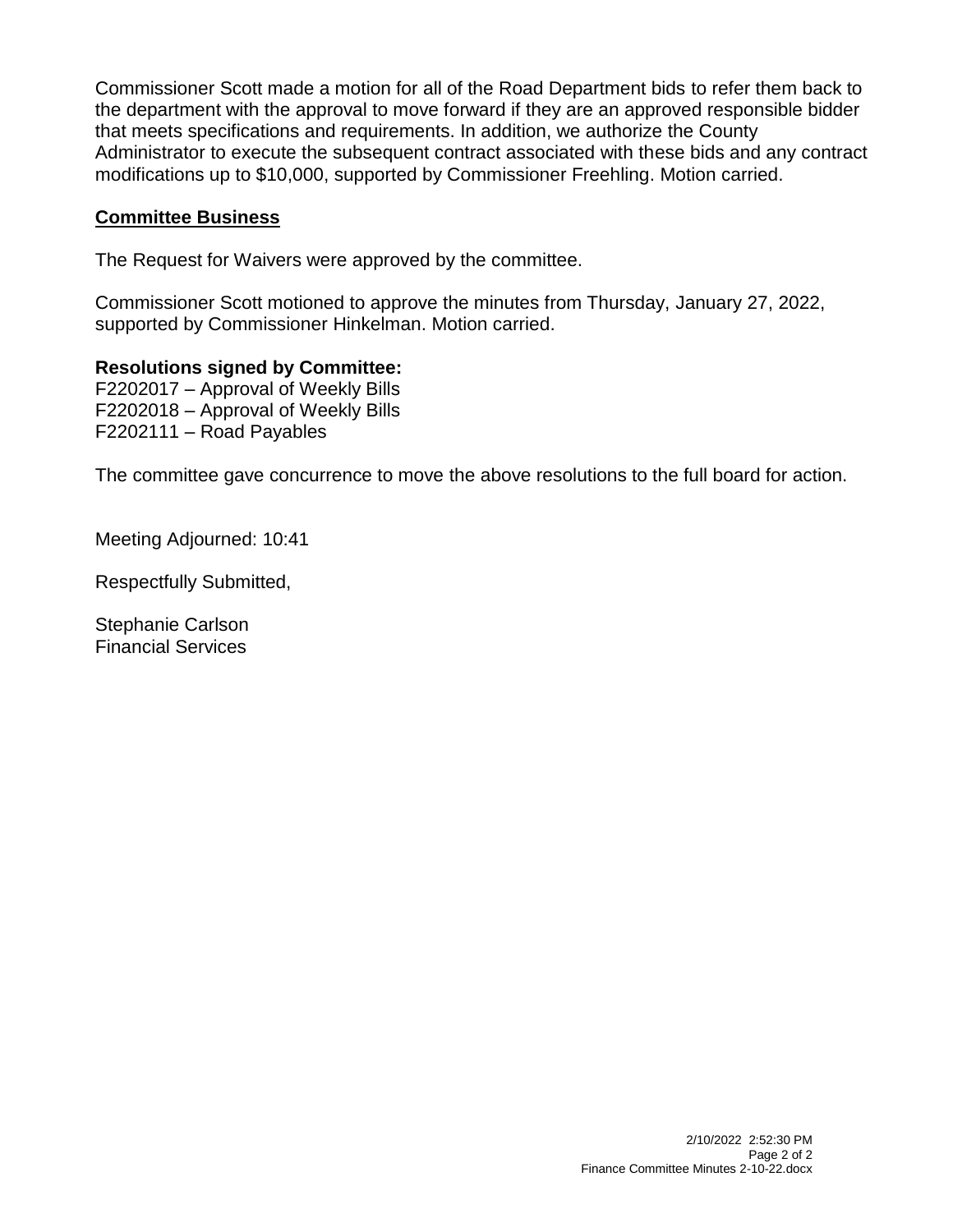Commissioner Scott made a motion for all of the Road Department bids to refer them back to the department with the approval to move forward if they are an approved responsible bidder that meets specifications and requirements. In addition, we authorize the County Administrator to execute the subsequent contract associated with these bids and any contract modifications up to $10,000, supported by Commissioner Freehling. Motion carried.

## Committee Business

The Request for Waivers were approved by the committee.

Commissioner Scott motioned to approve the minutes from Thursday, January 27, 2022, supported by Commissioner Hinkelman. Motion carried.

**Resolutions signed by Committee:**
F2202017 – Approval of Weekly Bills
F2202018 – Approval of Weekly Bills
F2202111 – Road Payables

The committee gave concurrence to move the above resolutions to the full board for action.

Meeting Adjourned: 10:41

Respectfully Submitted,

Stephanie Carlson
Financial Services